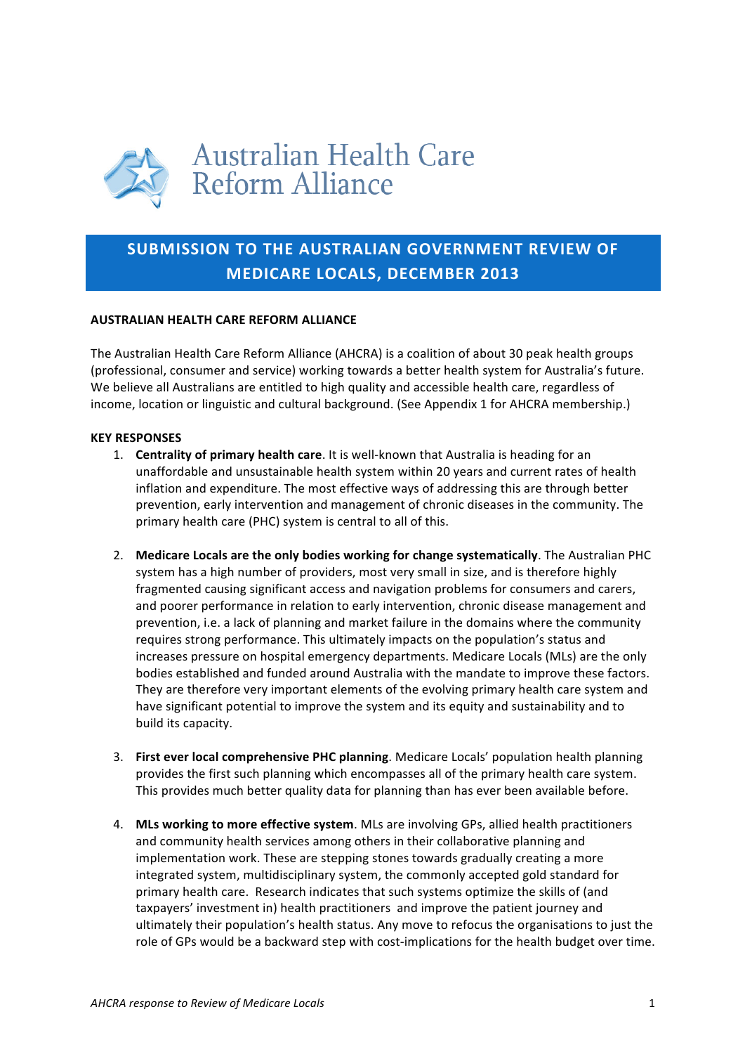# Australian Health Care Reform Alliance

## SUBMISSION TO THE AUSTRALIAN GOVERNMENT REVIEW OF MEDICARE LOCALS, DECEMBER 2013

**AUSTRALIAN HEALTH CARE REFORM ALLIANCE**

The Australian Health Care Reform Alliance (AHCRA) is a coalition of about 30 peak health groups (professional, consumer and service) working towards a better health system for Australia's future. We believe all Australians are entitled to high quality and accessible health care, regardless of income, location or linguistic and cultural background. (See Appendix 1 for AHCRA membership.)

**KEY RESPONSES**

1. **Centrality of primary health care**. It is well-known that Australia is heading for an unaffordable and unsustainable health system within 20 years and current rates of health inflation and expenditure. The most effective ways of addressing this are through better prevention, early intervention and management of chronic diseases in the community. The primary health care (PHC) system is central to all of this.

2. **Medicare Locals are the only bodies working for change systematically**. The Australian PHC system has a high number of providers, most very small in size, and is therefore highly fragmented causing significant access and navigation problems for consumers and carers, and poorer performance in relation to early intervention, chronic disease management and prevention, i.e. a lack of planning and market failure in the domains where the community requires strong performance. This ultimately impacts on the population's status and increases pressure on hospital emergency departments. Medicare Locals (MLs) are the only bodies established and funded around Australia with the mandate to improve these factors. They are therefore very important elements of the evolving primary health care system and have significant potential to improve the system and its equity and sustainability and to build its capacity.

3. **First ever local comprehensive PHC planning**. Medicare Locals' population health planning provides the first such planning which encompasses all of the primary health care system. This provides much better quality data for planning than has ever been available before.

4. **MLs working to more effective system**. MLs are involving GPs, allied health practitioners and community health services among others in their collaborative planning and implementation work. These are stepping stones towards gradually creating a more integrated system, multidisciplinary system, the commonly accepted gold standard for primary health care. Research indicates that such systems optimize the skills of (and taxpayers' investment in) health practitioners and improve the patient journey and ultimately their population's health status. Any move to refocus the organisations to just the role of GPs would be a backward step with cost-implications for the health budget over time.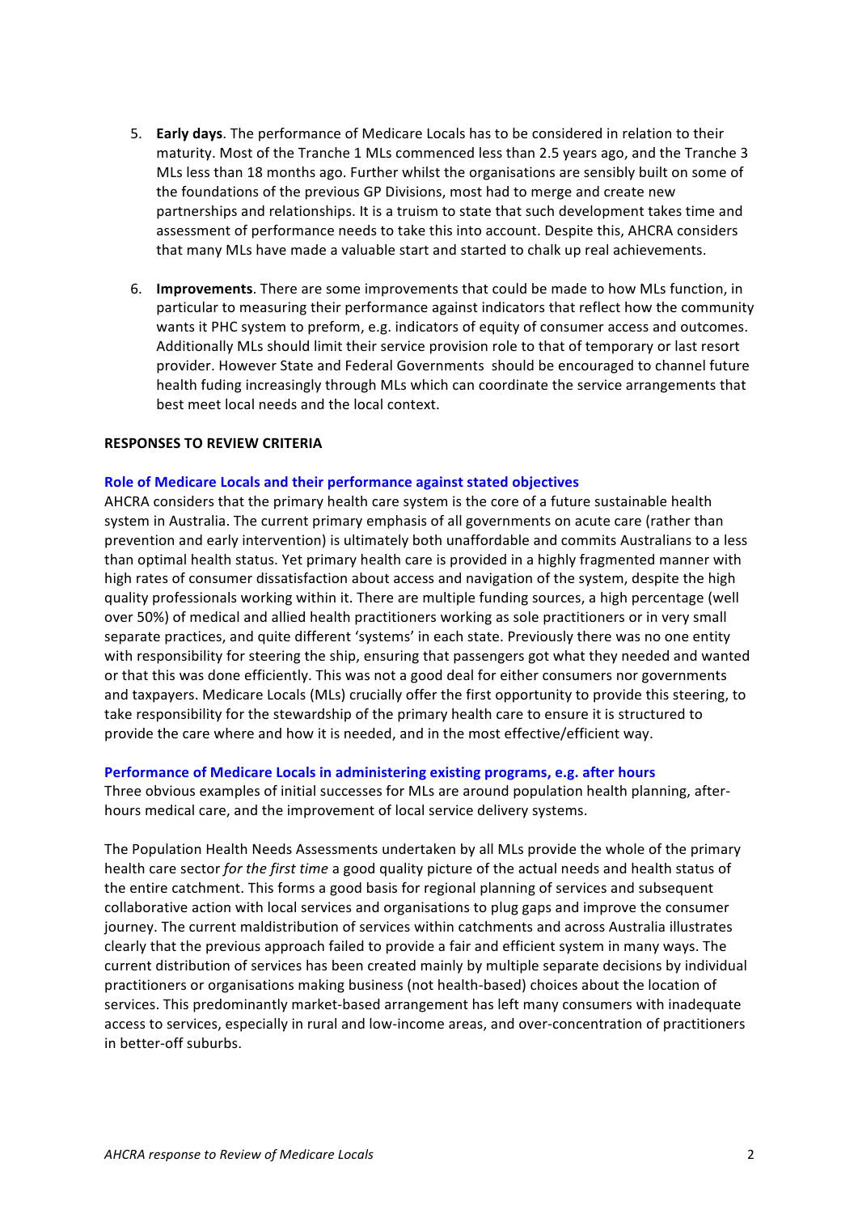5. **Early days**. The performance of Medicare Locals has to be considered in relation to their maturity. Most of the Tranche 1 MLs commenced less than 2.5 years ago, and the Tranche 3 MLs less than 18 months ago. Further whilst the organisations are sensibly built on some of the foundations of the previous GP Divisions, most had to merge and create new partnerships and relationships. It is a truism to state that such development takes time and assessment of performance needs to take this into account. Despite this, AHCRA considers that many MLs have made a valuable start and started to chalk up real achievements.

6. **Improvements**. There are some improvements that could be made to how MLs function, in particular to measuring their performance against indicators that reflect how the community wants it PHC system to preform, e.g. indicators of equity of consumer access and outcomes. Additionally MLs should limit their service provision role to that of temporary or last resort provider. However State and Federal Governments should be encouraged to channel future health fuding increasingly through MLs which can coordinate the service arrangements that best meet local needs and the local context.

**RESPONSES TO REVIEW CRITERIA**

**Role of Medicare Locals and their performance against stated objectives**

AHCRA considers that the primary health care system is the core of a future sustainable health system in Australia. The current primary emphasis of all governments on acute care (rather than prevention and early intervention) is ultimately both unaffordable and commits Australians to a less than optimal health status. Yet primary health care is provided in a highly fragmented manner with high rates of consumer dissatisfaction about access and navigation of the system, despite the high quality professionals working within it. There are multiple funding sources, a high percentage (well over 50%) of medical and allied health practitioners working as sole practitioners or in very small separate practices, and quite different 'systems' in each state. Previously there was no one entity with responsibility for steering the ship, ensuring that passengers got what they needed and wanted or that this was done efficiently. This was not a good deal for either consumers nor governments and taxpayers. Medicare Locals (MLs) crucially offer the first opportunity to provide this steering, to take responsibility for the stewardship of the primary health care to ensure it is structured to provide the care where and how it is needed, and in the most effective/efficient way.

**Performance of Medicare Locals in administering existing programs, e.g. after hours**

Three obvious examples of initial successes for MLs are around population health planning, after-hours medical care, and the improvement of local service delivery systems.

The Population Health Needs Assessments undertaken by all MLs provide the whole of the primary health care sector *for the first time* a good quality picture of the actual needs and health status of the entire catchment. This forms a good basis for regional planning of services and subsequent collaborative action with local services and organisations to plug gaps and improve the consumer journey. The current maldistribution of services within catchments and across Australia illustrates clearly that the previous approach failed to provide a fair and efficient system in many ways. The current distribution of services has been created mainly by multiple separate decisions by individual practitioners or organisations making business (not health-based) choices about the location of services. This predominantly market-based arrangement has left many consumers with inadequate access to services, especially in rural and low-income areas, and over-concentration of practitioners in better-off suburbs.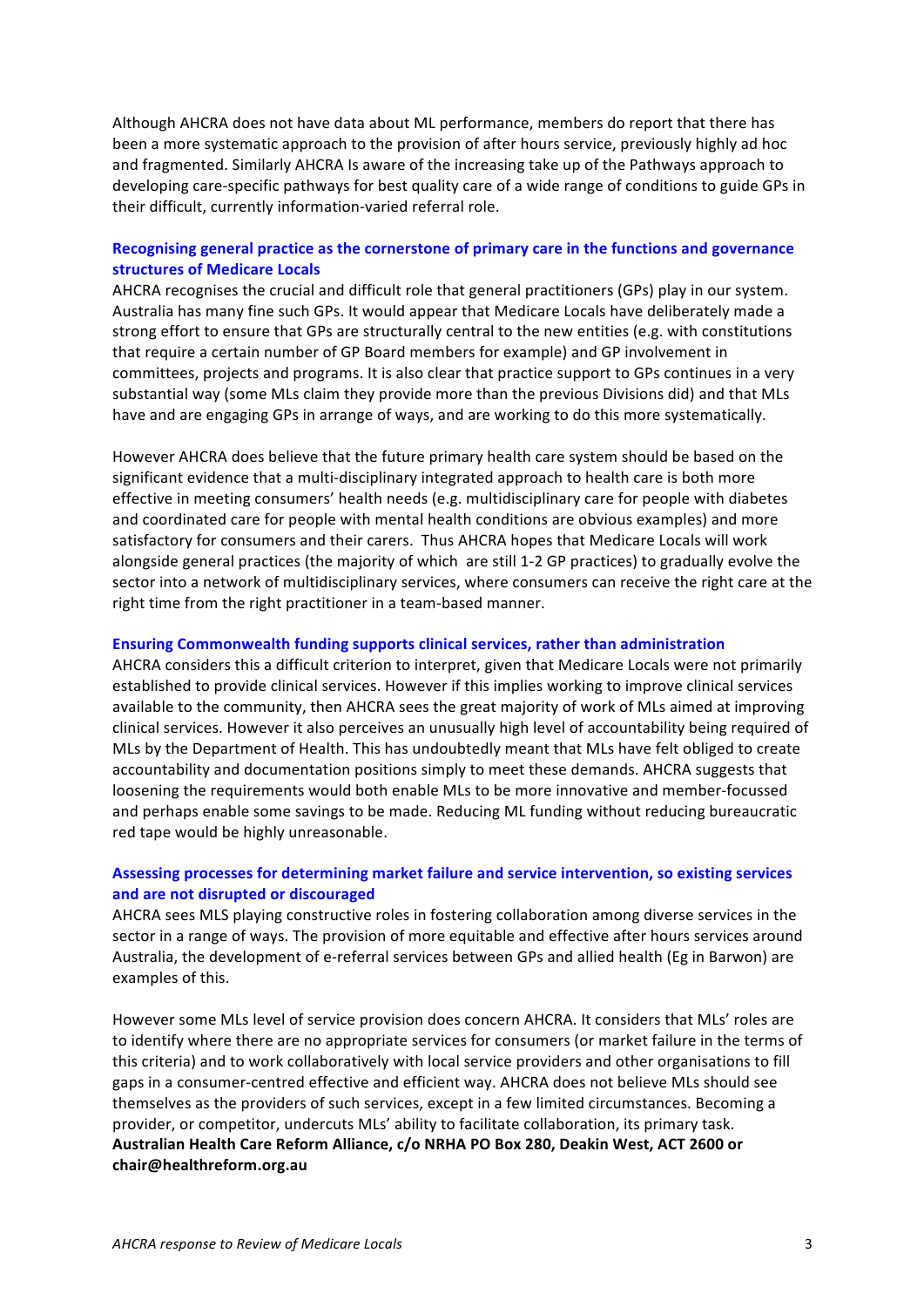Although AHCRA does not have data about ML performance, members do report that there has been a more systematic approach to the provision of after hours service, previously highly ad hoc and fragmented. Similarly AHCRA Is aware of the increasing take up of the Pathways approach to developing care-specific pathways for best quality care of a wide range of conditions to guide GPs in their difficult, currently information-varied referral role.

### Recognising general practice as the cornerstone of primary care in the functions and governance structures of Medicare Locals

AHCRA recognises the crucial and difficult role that general practitioners (GPs) play in our system. Australia has many fine such GPs. It would appear that Medicare Locals have deliberately made a strong effort to ensure that GPs are structurally central to the new entities (e.g. with constitutions that require a certain number of GP Board members for example) and GP involvement in committees, projects and programs. It is also clear that practice support to GPs continues in a very substantial way (some MLs claim they provide more than the previous Divisions did) and that MLs have and are engaging GPs in arrange of ways, and are working to do this more systematically.

However AHCRA does believe that the future primary health care system should be based on the significant evidence that a multi-disciplinary integrated approach to health care is both more effective in meeting consumers' health needs (e.g. multidisciplinary care for people with diabetes and coordinated care for people with mental health conditions are obvious examples) and more satisfactory for consumers and their carers. Thus AHCRA hopes that Medicare Locals will work alongside general practices (the majority of which are still 1-2 GP practices) to gradually evolve the sector into a network of multidisciplinary services, where consumers can receive the right care at the right time from the right practitioner in a team-based manner.

### Ensuring Commonwealth funding supports clinical services, rather than administration

AHCRA considers this a difficult criterion to interpret, given that Medicare Locals were not primarily established to provide clinical services. However if this implies working to improve clinical services available to the community, then AHCRA sees the great majority of work of MLs aimed at improving clinical services. However it also perceives an unusually high level of accountability being required of MLs by the Department of Health. This has undoubtedly meant that MLs have felt obliged to create accountability and documentation positions simply to meet these demands. AHCRA suggests that loosening the requirements would both enable MLs to be more innovative and member-focussed and perhaps enable some savings to be made. Reducing ML funding without reducing bureaucratic red tape would be highly unreasonable.

### Assessing processes for determining market failure and service intervention, so existing services and are not disrupted or discouraged

AHCRA sees MLS playing constructive roles in fostering collaboration among diverse services in the sector in a range of ways. The provision of more equitable and effective after hours services around Australia, the development of e-referral services between GPs and allied health (Eg in Barwon) are examples of this.

However some MLs level of service provision does concern AHCRA. It considers that MLs' roles are to identify where there are no appropriate services for consumers (or market failure in the terms of this criteria) and to work collaboratively with local service providers and other organisations to fill gaps in a consumer-centred effective and efficient way. AHCRA does not believe MLs should see themselves as the providers of such services, except in a few limited circumstances. Becoming a provider, or competitor, undercuts MLs' ability to facilitate collaboration, its primary task.

**Australian Health Care Reform Alliance, c/o NRHA PO Box 280, Deakin West, ACT 2600 or chair@healthreform.org.au**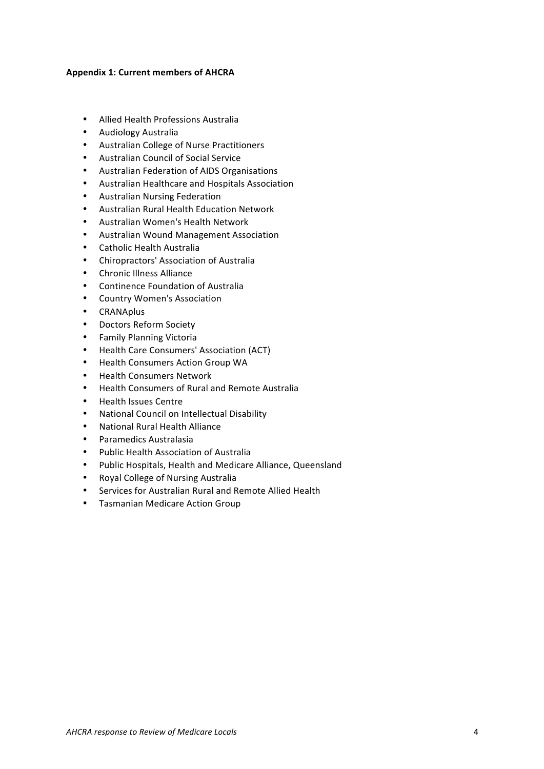**Appendix 1: Current members of AHCRA**

- Allied Health Professions Australia
- Audiology Australia
- Australian College of Nurse Practitioners
- Australian Council of Social Service
- Australian Federation of AIDS Organisations
- Australian Healthcare and Hospitals Association
- Australian Nursing Federation
- Australian Rural Health Education Network
- Australian Women's Health Network
- Australian Wound Management Association
- Catholic Health Australia
- Chiropractors' Association of Australia
- Chronic Illness Alliance
- Continence Foundation of Australia
- Country Women's Association
- CRANAplus
- Doctors Reform Society
- Family Planning Victoria
- Health Care Consumers' Association (ACT)
- Health Consumers Action Group WA
- Health Consumers Network
- Health Consumers of Rural and Remote Australia
- Health Issues Centre
- National Council on Intellectual Disability
- National Rural Health Alliance
- Paramedics Australasia
- Public Health Association of Australia
- Public Hospitals, Health and Medicare Alliance, Queensland
- Royal College of Nursing Australia
- Services for Australian Rural and Remote Allied Health
- Tasmanian Medicare Action Group